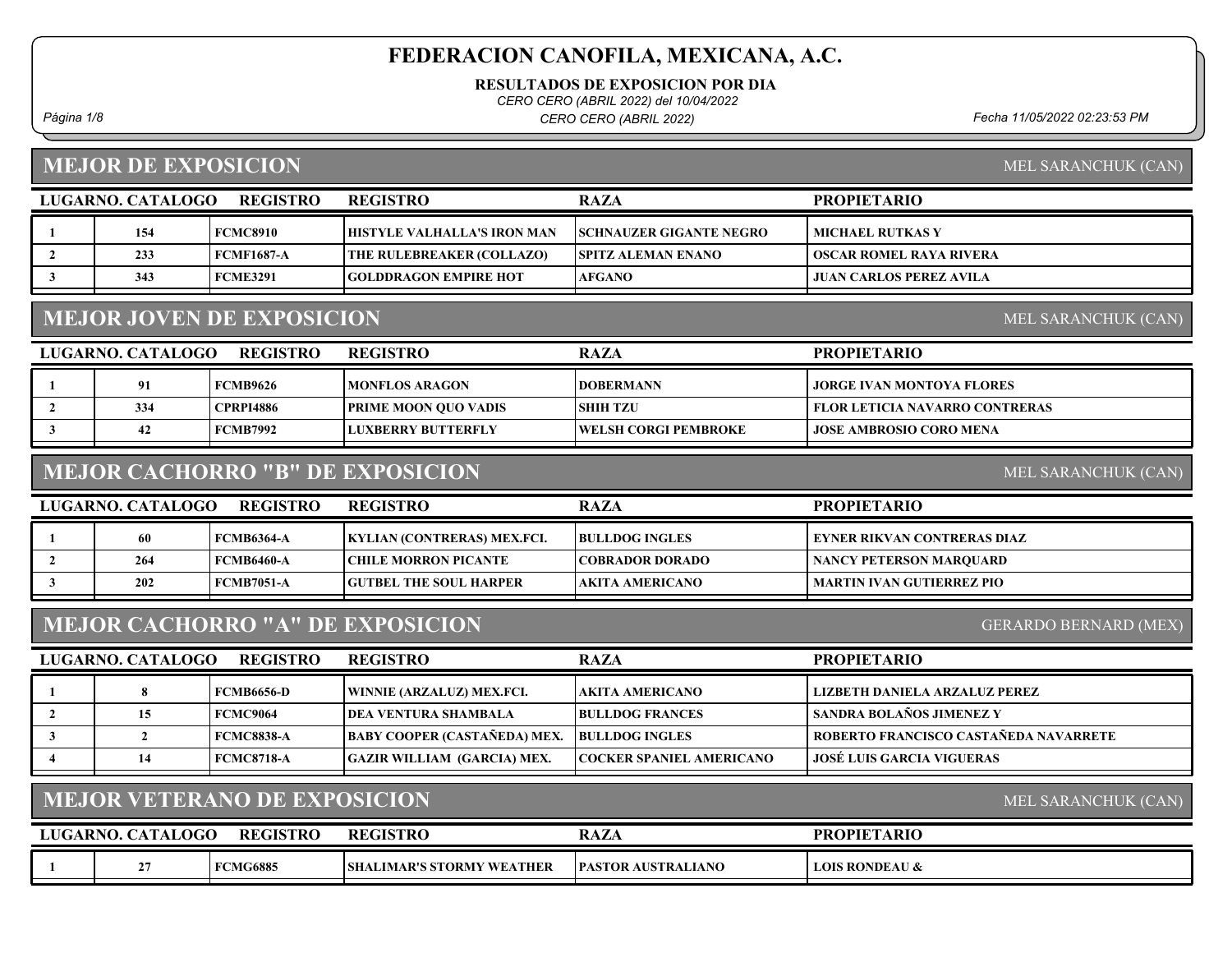# FEDERACION CANOFILA, MEXICANA, A.C.

**RESULTADOS DE EXPOSICION POR DIA**

*CERO CERO (ABRIL 2022) del 10/04/2022*

*CERO CERO (ABRIL 2022)*

*Fecha 11/05/2022 02:23:53 PM*

## MEJOR DE EXPOSICION

MEL SARANCHUK (CAN)

| LUGAR | NO. CATALOGO | REGISTRO | REGISTRO | RAZA | PROPIETARIO |
|---|---|---|---|---|---|
| 1 | 154 | FCMC8910 | HISTYLE VALHALLA'S IRON MAN | SCHNAUZER GIGANTE NEGRO | MICHAEL RUTKAS Y |
| 2 | 233 | FCMF1687-A | THE RULEBREAKER (COLLAZO) | SPITZ ALEMAN ENANO | OSCAR ROMEL RAYA RIVERA |
| 3 | 343 | FCME3291 | GOLDDRAGON EMPIRE HOT | AFGANO | JUAN CARLOS PEREZ AVILA |

## MEJOR JOVEN DE EXPOSICION

MEL SARANCHUK (CAN)

| LUGAR | NO. CATALOGO | REGISTRO | REGISTRO | RAZA | PROPIETARIO |
|---|---|---|---|---|---|
| 1 | 91 | FCMB9626 | MONFLOS ARAGON | DOBERMANN | JORGE IVAN MONTOYA FLORES |
| 2 | 334 | CPRPI4886 | PRIME MOON QUO VADIS | SHIH TZU | FLOR LETICIA NAVARRO CONTRERAS |
| 3 | 42 | FCMB7992 | LUXBERRY BUTTERFLY | WELSH CORGI PEMBROKE | JOSE AMBROSIO CORO MENA |

## MEJOR CACHORRO "B" DE EXPOSICION

MEL SARANCHUK (CAN)

| LUGAR | NO. CATALOGO | REGISTRO | REGISTRO | RAZA | PROPIETARIO |
|---|---|---|---|---|---|
| 1 | 60 | FCMB6364-A | KYLIAN (CONTRERAS) MEX.FCI. | BULLDOG INGLES | EYNER RIKVAN CONTRERAS DIAZ |
| 2 | 264 | FCMB6460-A | CHILE MORRON PICANTE | COBRADOR DORADO | NANCY PETERSON MARQUARD |
| 3 | 202 | FCMB7051-A | GUTBEL THE SOUL HARPER | AKITA AMERICANO | MARTIN IVAN GUTIERREZ PIO |

## MEJOR CACHORRO "A" DE EXPOSICION

GERARDO BERNARD (MEX)

| LUGAR | NO. CATALOGO | REGISTRO | REGISTRO | RAZA | PROPIETARIO |
|---|---|---|---|---|---|
| 1 | 8 | FCMB6656-D | WINNIE (ARZALUZ) MEX.FCI. | AKITA AMERICANO | LIZBETH DANIELA ARZALUZ PEREZ |
| 2 | 15 | FCMC9064 | DEA VENTURA SHAMBALA | BULLDOG FRANCES | SANDRA BOLAÑOS JIMENEZ Y |
| 3 | 2 | FCMC8838-A | BABY COOPER (CASTAÑEDA) MEX. | BULLDOG INGLES | ROBERTO FRANCISCO CASTAÑEDA NAVARRETE |
| 4 | 14 | FCMC8718-A | GAZIR WILLIAM (GARCIA) MEX. | COCKER SPANIEL AMERICANO | JOSÉ LUIS GARCIA VIGUERAS |

## MEJOR VETERANO DE EXPOSICION

MEL SARANCHUK (CAN)

| LUGAR | NO. CATALOGO | REGISTRO | REGISTRO | RAZA | PROPIETARIO |
|---|---|---|---|---|---|
| 1 | 27 | FCMG6885 | SHALIMAR'S STORMY WEATHER | PASTOR AUSTRALIANO | LOIS RONDEAU & |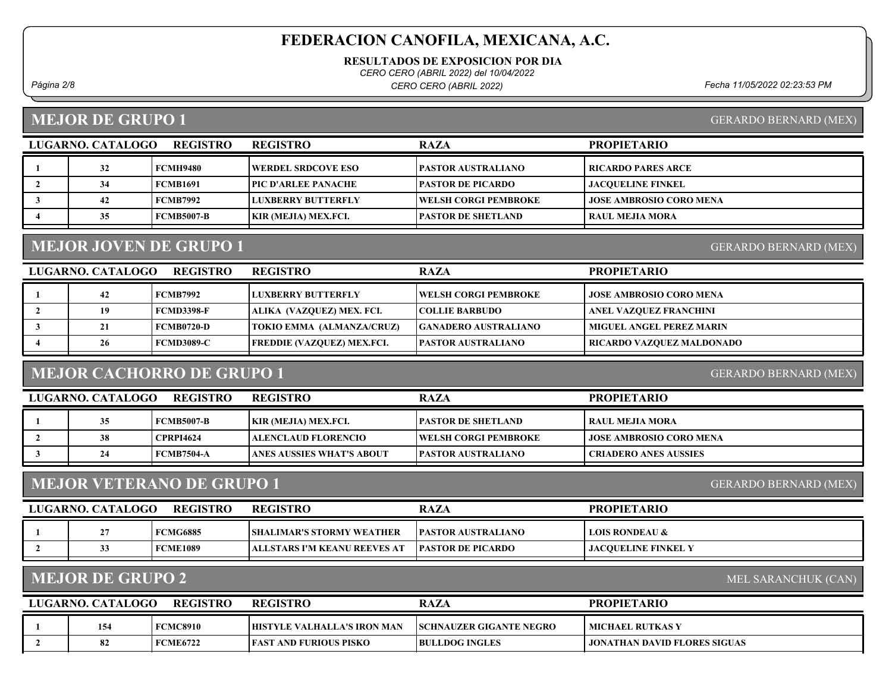# FEDERACION CANOFILA, MEXICANA, A.C.

**RESULTADOS DE EXPOSICION POR DIA**

*CERO CERO (ABRIL 2022) del 10/04/2022*

*CERO CERO (ABRIL 2022)*

*Fecha 11/05/2022 02:23:53 PM*

## MEJOR DE GRUPO 1

GERARDO BERNARD (MEX)

| LUGAR | NO. CATALOGO | REGISTRO | REGISTRO | RAZA | PROPIETARIO |
|---|---|---|---|---|---|
| 1 | 32 | FCMH9480 | WERDEL SRDCOVE ESO | PASTOR AUSTRALIANO | RICARDO PARES ARCE |
| 2 | 34 | FCMB1691 | PIC D'ARLEE PANACHE | PASTOR DE PICARDO | JACQUELINE FINKEL |
| 3 | 42 | FCMB7992 | LUXBERRY BUTTERFLY | WELSH CORGI PEMBROKE | JOSE AMBROSIO CORO MENA |
| 4 | 35 | FCMB5007-B | KIR (MEJIA) MEX.FCI. | PASTOR DE SHETLAND | RAUL MEJIA MORA |

## MEJOR JOVEN DE GRUPO 1

GERARDO BERNARD (MEX)

| LUGAR | NO. CATALOGO | REGISTRO | REGISTRO | RAZA | PROPIETARIO |
|---|---|---|---|---|---|
| 1 | 42 | FCMB7992 | LUXBERRY BUTTERFLY | WELSH CORGI PEMBROKE | JOSE AMBROSIO CORO MENA |
| 2 | 19 | FCMD3398-F | ALIKA (VAZQUEZ) MEX. FCI. | COLLIE BARBUDO | ANEL VAZQUEZ FRANCHINI |
| 3 | 21 | FCMB0720-D | TOKIO EMMA (ALMANZA/CRUZ) | GANADERO AUSTRALIANO | MIGUEL ANGEL PEREZ MARIN |
| 4 | 26 | FCMD3089-C | FREDDIE (VAZQUEZ) MEX.FCI. | PASTOR AUSTRALIANO | RICARDO VAZQUEZ MALDONADO |

## MEJOR CACHORRO DE GRUPO 1

GERARDO BERNARD (MEX)

| LUGAR | NO. CATALOGO | REGISTRO | REGISTRO | RAZA | PROPIETARIO |
|---|---|---|---|---|---|
| 1 | 35 | FCMB5007-B | KIR (MEJIA) MEX.FCI. | PASTOR DE SHETLAND | RAUL MEJIA MORA |
| 2 | 38 | CPRPI4624 | ALENCLAUD FLORENCIO | WELSH CORGI PEMBROKE | JOSE AMBROSIO CORO MENA |
| 3 | 24 | FCMB7504-A | ANES AUSSIES WHAT'S ABOUT | PASTOR AUSTRALIANO | CRIADERO ANES AUSSIES |

## MEJOR VETERANO DE GRUPO 1

GERARDO BERNARD (MEX)

| LUGAR | NO. CATALOGO | REGISTRO | REGISTRO | RAZA | PROPIETARIO |
|---|---|---|---|---|---|
| 1 | 27 | FCMG6885 | SHALIMAR'S STORMY WEATHER | PASTOR AUSTRALIANO | LOIS RONDEAU & |
| 2 | 33 | FCME1089 | ALLSTARS I'M KEANU REEVES AT | PASTOR DE PICARDO | JACQUELINE FINKEL Y |

## MEJOR DE GRUPO 2

MEL SARANCHUK (CAN)

| LUGAR | NO. CATALOGO | REGISTRO | REGISTRO | RAZA | PROPIETARIO |
|---|---|---|---|---|---|
| 1 | 154 | FCMC8910 | HISTYLE VALHALLA'S IRON MAN | SCHNAUZER GIGANTE NEGRO | MICHAEL RUTKAS Y |
| 2 | 82 | FCME6722 | FAST AND FURIOUS PISKO | BULLDOG INGLES | JONATHAN DAVID FLORES SIGUAS |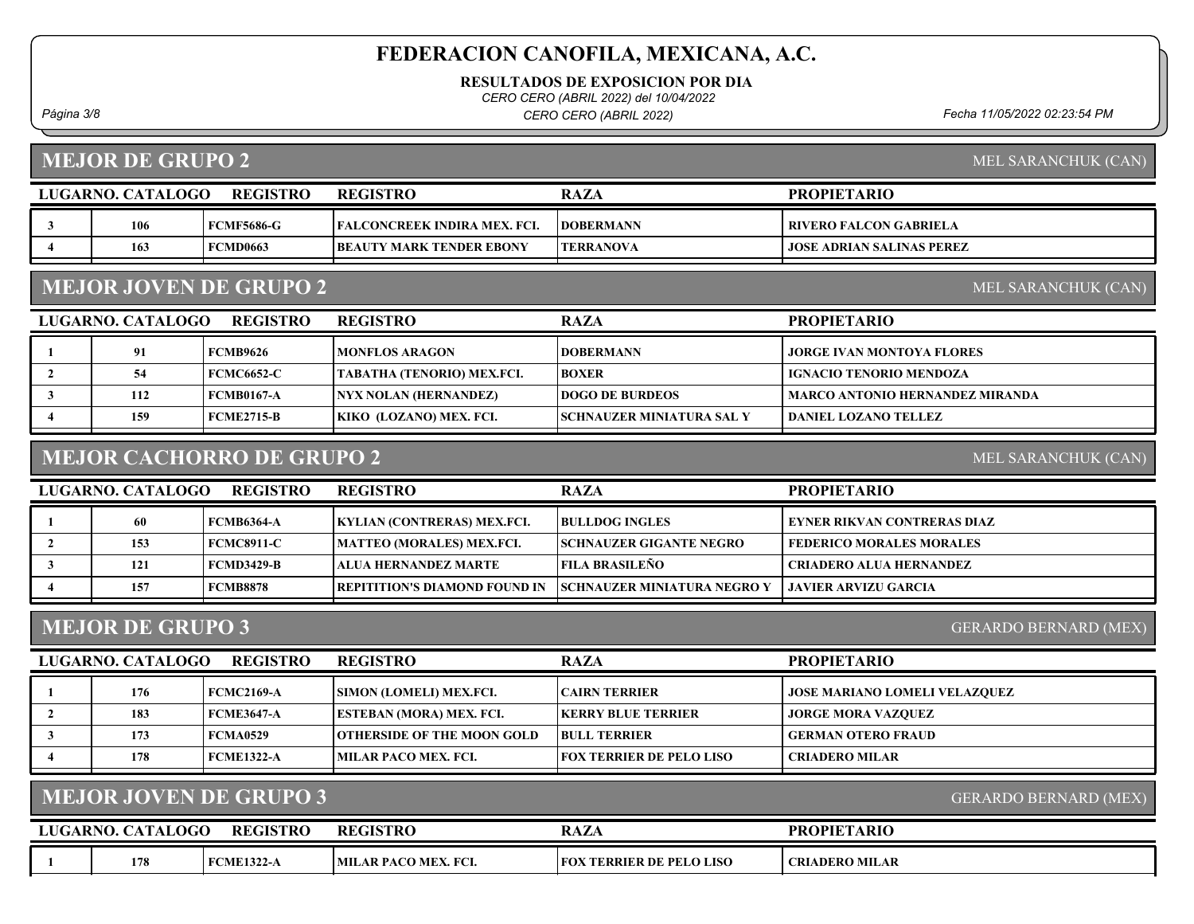# FEDERACION CANOFILA, MEXICANA, A.C.

**RESULTADOS DE EXPOSICION POR DIA**

*CERO CERO (ABRIL 2022) del 10/04/2022*

*CERO CERO (ABRIL 2022)*

*Fecha 11/05/2022 02:23:54 PM*

## MEJOR DE GRUPO 2

MEL SARANCHUK (CAN)

| LUGAR | NO. CATALOGO | REGISTRO | REGISTRO | RAZA | PROPIETARIO |
|---|---|---|---|---|---|
| 3 | 106 | FCMF5686-G | FALCONCREEK INDIRA MEX. FCI. | DOBERMANN | RIVERO FALCON GABRIELA |
| 4 | 163 | FCMD0663 | BEAUTY MARK TENDER EBONY | TERRANOVA | JOSE ADRIAN SALINAS PEREZ |

## MEJOR JOVEN DE GRUPO 2

MEL SARANCHUK (CAN)

| LUGAR | NO. CATALOGO | REGISTRO | REGISTRO | RAZA | PROPIETARIO |
|---|---|---|---|---|---|
| 1 | 91 | FCMB9626 | MONFLOS ARAGON | DOBERMANN | JORGE IVAN MONTOYA FLORES |
| 2 | 54 | FCMC6652-C | TABATHA (TENORIO) MEX.FCI. | BOXER | IGNACIO TENORIO MENDOZA |
| 3 | 112 | FCMB0167-A | NYX NOLAN (HERNANDEZ) | DOGO DE BURDEOS | MARCO ANTONIO HERNANDEZ MIRANDA |
| 4 | 159 | FCME2715-B | KIKO (LOZANO) MEX. FCI. | SCHNAUZER MINIATURA SAL Y | DANIEL LOZANO TELLEZ |

## MEJOR CACHORRO DE GRUPO 2

MEL SARANCHUK (CAN)

| LUGAR | NO. CATALOGO | REGISTRO | REGISTRO | RAZA | PROPIETARIO |
|---|---|---|---|---|---|
| 1 | 60 | FCMB6364-A | KYLIAN (CONTRERAS) MEX.FCI. | BULLDOG INGLES | EYNER RIKVAN CONTRERAS DIAZ |
| 2 | 153 | FCMC8911-C | MATTEO (MORALES) MEX.FCI. | SCHNAUZER GIGANTE NEGRO | FEDERICO MORALES MORALES |
| 3 | 121 | FCMD3429-B | ALUA HERNANDEZ MARTE | FILA BRASILEÑO | CRIADERO ALUA HERNANDEZ |
| 4 | 157 | FCMB8878 | REPITITION'S DIAMOND FOUND IN | SCHNAUZER MINIATURA NEGRO Y | JAVIER ARVIZU GARCIA |

## MEJOR DE GRUPO 3

GERARDO BERNARD (MEX)

| LUGAR | NO. CATALOGO | REGISTRO | REGISTRO | RAZA | PROPIETARIO |
|---|---|---|---|---|---|
| 1 | 176 | FCMC2169-A | SIMON (LOMELI) MEX.FCI. | CAIRN TERRIER | JOSE MARIANO LOMELI VELAZQUEZ |
| 2 | 183 | FCME3647-A | ESTEBAN (MORA) MEX. FCI. | KERRY BLUE TERRIER | JORGE MORA VAZQUEZ |
| 3 | 173 | FCMA0529 | OTHERSIDE OF THE MOON GOLD | BULL TERRIER | GERMAN OTERO FRAUD |
| 4 | 178 | FCME1322-A | MILAR PACO MEX. FCI. | FOX TERRIER DE PELO LISO | CRIADERO MILAR |

## MEJOR JOVEN DE GRUPO 3

GERARDO BERNARD (MEX)

| LUGAR | NO. CATALOGO | REGISTRO | REGISTRO | RAZA | PROPIETARIO |
|---|---|---|---|---|---|
| 1 | 178 | FCME1322-A | MILAR PACO MEX. FCI. | FOX TERRIER DE PELO LISO | CRIADERO MILAR |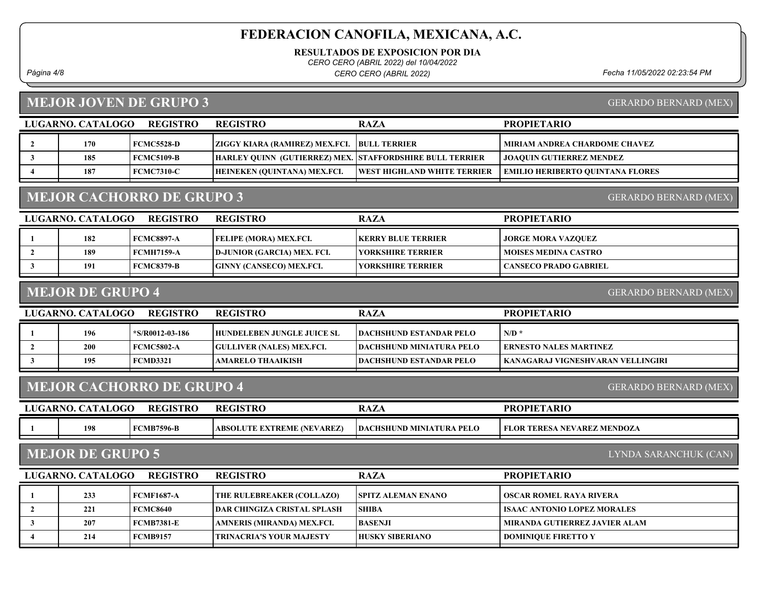# FEDERACION CANOFILA, MEXICANA, A.C.

**RESULTADOS DE EXPOSICION POR DIA**

*CERO CERO (ABRIL 2022) del 10/04/2022*

*CERO CERO (ABRIL 2022)*

*Fecha 11/05/2022 02:23:54 PM*

## MEJOR JOVEN DE GRUPO 3

GERARDO BERNARD (MEX)

| LUGAR | NO. CATALOGO | REGISTRO | REGISTRO | RAZA | PROPIETARIO |
|---|---|---|---|---|---|
| 2 | 170 | FCMC5528-D | ZIGGY KIARA (RAMIREZ) MEX.FCI. | BULL TERRIER | MIRIAM ANDREA CHARDOME CHAVEZ |
| 3 | 185 | FCMC5109-B | HARLEY QUINN (GUTIERREZ) MEX. | STAFFORDSHIRE BULL TERRIER | JOAQUIN GUTIERREZ MENDEZ |
| 4 | 187 | FCMC7310-C | HEINEKEN (QUINTANA) MEX.FCI. | WEST HIGHLAND WHITE TERRIER | EMILIO HERIBERTO QUINTANA FLORES |

## MEJOR CACHORRO DE GRUPO 3

GERARDO BERNARD (MEX)

| LUGAR | NO. CATALOGO | REGISTRO | REGISTRO | RAZA | PROPIETARIO |
|---|---|---|---|---|---|
| 1 | 182 | FCMC8897-A | FELIPE (MORA) MEX.FCI. | KERRY BLUE TERRIER | JORGE MORA VAZQUEZ |
| 2 | 189 | FCMH7159-A | D-JUNIOR (GARCIA) MEX. FCI. | YORKSHIRE TERRIER | MOISES MEDINA CASTRO |
| 3 | 191 | FCMC8379-B | GINNY (CANSECO) MEX.FCI. | YORKSHIRE TERRIER | CANSECO PRADO GABRIEL |

## MEJOR DE GRUPO 4

GERARDO BERNARD (MEX)

| LUGAR | NO. CATALOGO | REGISTRO | REGISTRO | RAZA | PROPIETARIO |
|---|---|---|---|---|---|
| 1 | 196 | *S/R0012-03-186 | HUNDELEBEN JUNGLE JUICE SL | DACHSHUND ESTANDAR PELO | N/D * |
| 2 | 200 | FCMC5802-A | GULLIVER (NALES) MEX.FCI. | DACHSHUND MINIATURA PELO | ERNESTO NALES MARTINEZ |
| 3 | 195 | FCMD3321 | AMARELO THAAIKISH | DACHSHUND ESTANDAR PELO | KANAGARAJ VIGNESHVARAN VELLINGIRI |

## MEJOR CACHORRO DE GRUPO 4

GERARDO BERNARD (MEX)

| LUGAR | NO. CATALOGO | REGISTRO | REGISTRO | RAZA | PROPIETARIO |
|---|---|---|---|---|---|
| 1 | 198 | FCMB7596-B | ABSOLUTE EXTREME (NEVAREZ) | DACHSHUND MINIATURA PELO | FLOR TERESA NEVAREZ MENDOZA |

## MEJOR DE GRUPO 5

LYNDA SARANCHUK (CAN)

| LUGAR | NO. CATALOGO | REGISTRO | REGISTRO | RAZA | PROPIETARIO |
|---|---|---|---|---|---|
| 1 | 233 | FCMF1687-A | THE RULEBREAKER (COLLAZO) | SPITZ ALEMAN ENANO | OSCAR ROMEL RAYA RIVERA |
| 2 | 221 | FCMC8640 | DAR CHINGIZA CRISTAL SPLASH | SHIBA | ISAAC ANTONIO LOPEZ MORALES |
| 3 | 207 | FCMB7381-E | AMNERIS (MIRANDA) MEX.FCI. | BASENJI | MIRANDA GUTIERREZ JAVIER ALAM |
| 4 | 214 | FCMB9157 | TRINACRIA'S YOUR MAJESTY | HUSKY SIBERIANO | DOMINIQUE FIRETTO Y |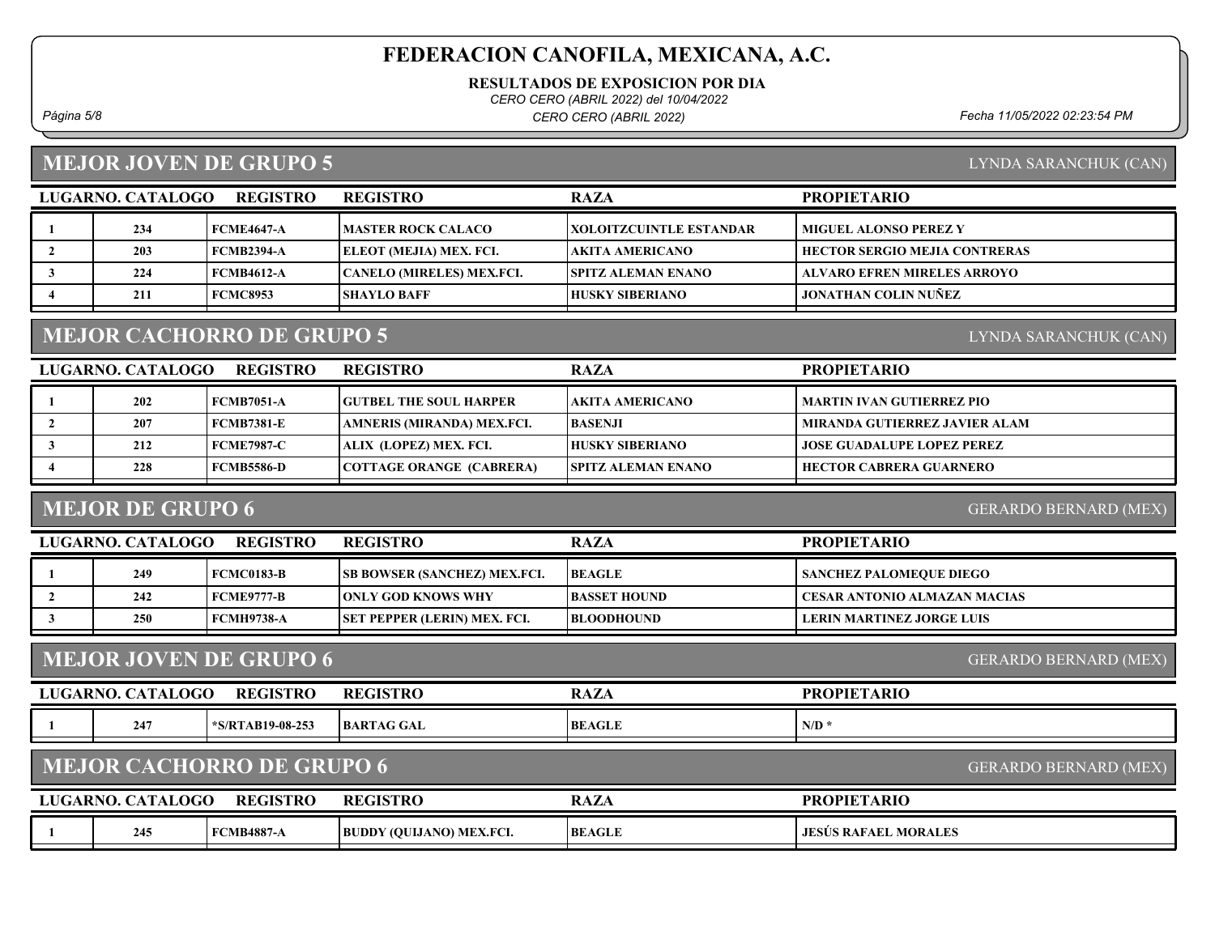## MEJOR JOVEN DE GRUPO 5

LYNDA SARANCHUK (CAN)

| LUGAR | NO. CATALOGO | REGISTRO | REGISTRO | RAZA | PROPIETARIO |
|---|---|---|---|---|---|
| 1 | 234 | FCME4647-A | MASTER ROCK CALACO | XOLOITZCUINTLE ESTANDAR | MIGUEL ALONSO PEREZ Y |
| 2 | 203 | FCMB2394-A | ELEOT (MEJIA) MEX. FCI. | AKITA AMERICANO | HECTOR SERGIO MEJIA CONTRERAS |
| 3 | 224 | FCMB4612-A | CANELO (MIRELES) MEX.FCI. | SPITZ ALEMAN ENANO | ALVARO EFREN MIRELES ARROYO |
| 4 | 211 | FCMC8953 | SHAYLO BAFF | HUSKY SIBERIANO | JONATHAN COLIN NUÑEZ |

## MEJOR CACHORRO DE GRUPO 5

LYNDA SARANCHUK (CAN)

| LUGAR | NO. CATALOGO | REGISTRO | REGISTRO | RAZA | PROPIETARIO |
|---|---|---|---|---|---|
| 1 | 202 | FCMB7051-A | GUTBEL THE SOUL HARPER | AKITA AMERICANO | MARTIN IVAN GUTIERREZ PIO |
| 2 | 207 | FCMB7381-E | AMNERIS (MIRANDA) MEX.FCI. | BASENJI | MIRANDA GUTIERREZ JAVIER ALAM |
| 3 | 212 | FCME7987-C | ALIX (LOPEZ) MEX. FCI. | HUSKY SIBERIANO | JOSE GUADALUPE LOPEZ PEREZ |
| 4 | 228 | FCMB5586-D | COTTAGE ORANGE (CABRERA) | SPITZ ALEMAN ENANO | HECTOR CABRERA GUARNERO |

## MEJOR DE GRUPO 6

GERARDO BERNARD (MEX)

| LUGAR | NO. CATALOGO | REGISTRO | REGISTRO | RAZA | PROPIETARIO |
|---|---|---|---|---|---|
| 1 | 249 | FCMC0183-B | SB BOWSER (SANCHEZ) MEX.FCI. | BEAGLE | SANCHEZ PALOMEQUE DIEGO |
| 2 | 242 | FCME9777-B | ONLY GOD KNOWS WHY | BASSET HOUND | CESAR ANTONIO ALMAZAN MACIAS |
| 3 | 250 | FCMH9738-A | SET PEPPER (LERIN) MEX. FCI. | BLOODHOUND | LERIN MARTINEZ JORGE LUIS |

## MEJOR JOVEN DE GRUPO 6

GERARDO BERNARD (MEX)

| LUGAR | NO. CATALOGO | REGISTRO | REGISTRO | RAZA | PROPIETARIO |
|---|---|---|---|---|---|
| 1 | 247 | *S/RTAB19-08-253 | BARTAG GAL | BEAGLE | N/D * |

## MEJOR CACHORRO DE GRUPO 6

GERARDO BERNARD (MEX)

| LUGAR | NO. CATALOGO | REGISTRO | REGISTRO | RAZA | PROPIETARIO |
|---|---|---|---|---|---|
| 1 | 245 | FCMB4887-A | BUDDY (QUIJANO) MEX.FCI. | BEAGLE | JESÚS RAFAEL MORALES |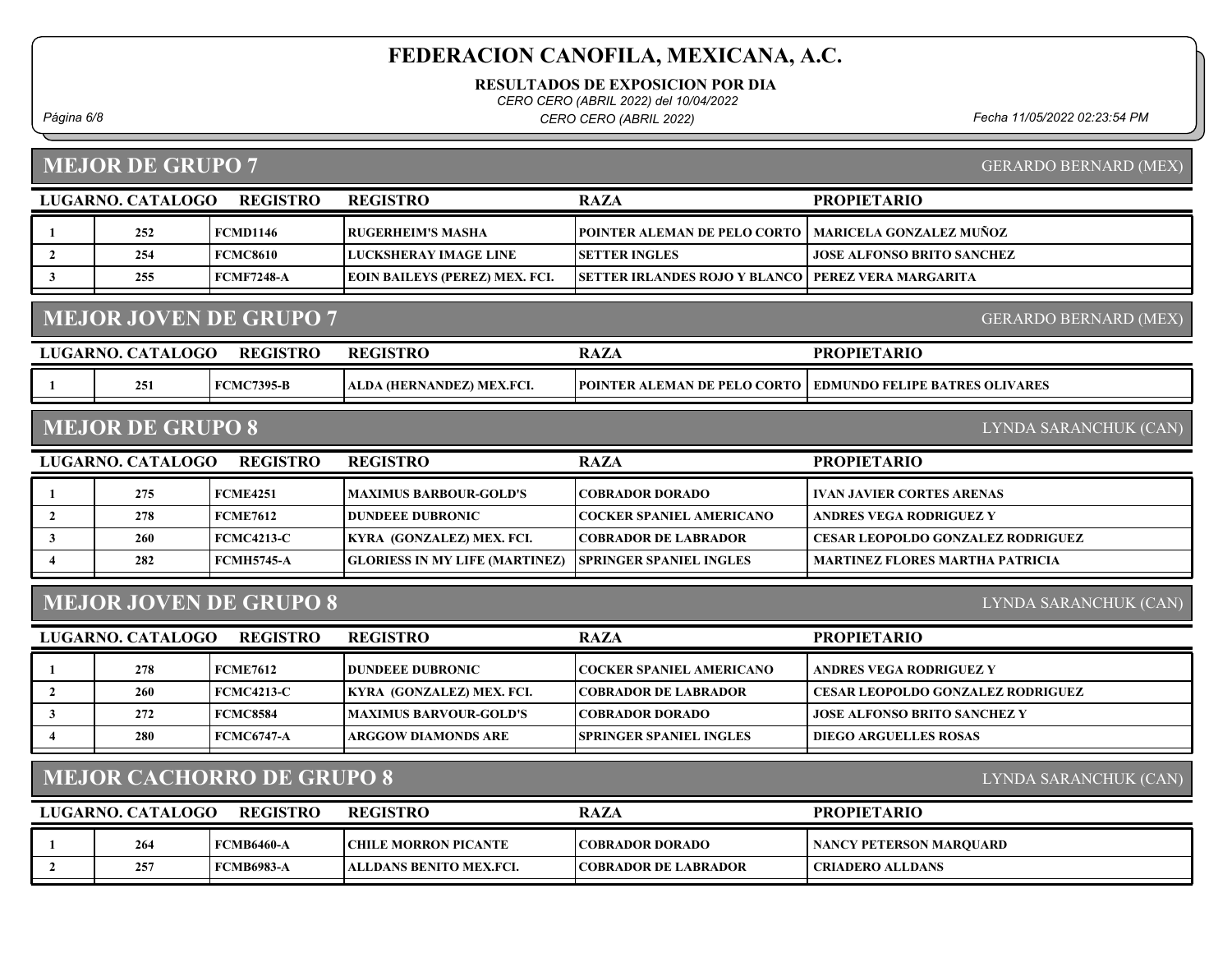# FEDERACION CANOFILA, MEXICANA, A.C.

**RESULTADOS DE EXPOSICION POR DIA**

*CERO CERO (ABRIL 2022) del 10/04/2022*

*CERO CERO (ABRIL 2022)*

*Fecha 11/05/2022 02:23:54 PM*

## MEJOR DE GRUPO 7

GERARDO BERNARD (MEX)

| LUGAR | NO. CATALOGO | REGISTRO | REGISTRO | RAZA | PROPIETARIO |
|---|---|---|---|---|---|
| 1 | 252 | FCMD1146 | RUGERHEIM'S MASHA | POINTER ALEMAN DE PELO CORTO | MARICELA GONZALEZ MUÑOZ |
| 2 | 254 | FCMC8610 | LUCKSHERAY IMAGE LINE | SETTER INGLES | JOSE ALFONSO BRITO SANCHEZ |
| 3 | 255 | FCMF7248-A | EOIN BAILEYS (PEREZ) MEX. FCI. | SETTER IRLANDES ROJO Y BLANCO | PEREZ VERA MARGARITA |

## MEJOR JOVEN DE GRUPO 7

GERARDO BERNARD (MEX)

| LUGAR | NO. CATALOGO | REGISTRO | REGISTRO | RAZA | PROPIETARIO |
|---|---|---|---|---|---|
| 1 | 251 | FCMC7395-B | ALDA (HERNANDEZ) MEX.FCI. | POINTER ALEMAN DE PELO CORTO | EDMUNDO FELIPE BATRES OLIVARES |

## MEJOR DE GRUPO 8

LYNDA SARANCHUK (CAN)

| LUGAR | NO. CATALOGO | REGISTRO | REGISTRO | RAZA | PROPIETARIO |
|---|---|---|---|---|---|
| 1 | 275 | FCME4251 | MAXIMUS BARBOUR-GOLD'S | COBRADOR DORADO | IVAN JAVIER CORTES ARENAS |
| 2 | 278 | FCME7612 | DUNDEEE DUBRONIC | COCKER SPANIEL AMERICANO | ANDRES VEGA RODRIGUEZ Y |
| 3 | 260 | FCMC4213-C | KYRA (GONZALEZ) MEX. FCI. | COBRADOR DE LABRADOR | CESAR LEOPOLDO GONZALEZ RODRIGUEZ |
| 4 | 282 | FCMH5745-A | GLORIESS IN MY LIFE (MARTINEZ) | SPRINGER SPANIEL INGLES | MARTINEZ FLORES MARTHA PATRICIA |

## MEJOR JOVEN DE GRUPO 8

LYNDA SARANCHUK (CAN)

| LUGAR | NO. CATALOGO | REGISTRO | REGISTRO | RAZA | PROPIETARIO |
|---|---|---|---|---|---|
| 1 | 278 | FCME7612 | DUNDEEE DUBRONIC | COCKER SPANIEL AMERICANO | ANDRES VEGA RODRIGUEZ Y |
| 2 | 260 | FCMC4213-C | KYRA (GONZALEZ) MEX. FCI. | COBRADOR DE LABRADOR | CESAR LEOPOLDO GONZALEZ RODRIGUEZ |
| 3 | 272 | FCMC8584 | MAXIMUS BARVOUR-GOLD'S | COBRADOR DORADO | JOSE ALFONSO BRITO SANCHEZ Y |
| 4 | 280 | FCMC6747-A | ARGGOW DIAMONDS ARE | SPRINGER SPANIEL INGLES | DIEGO ARGUELLES ROSAS |

## MEJOR CACHORRO DE GRUPO 8

LYNDA SARANCHUK (CAN)

| LUGAR | NO. CATALOGO | REGISTRO | REGISTRO | RAZA | PROPIETARIO |
|---|---|---|---|---|---|
| 1 | 264 | FCMB6460-A | CHILE MORRON PICANTE | COBRADOR DORADO | NANCY PETERSON MARQUARD |
| 2 | 257 | FCMB6983-A | ALLDANS BENITO MEX.FCI. | COBRADOR DE LABRADOR | CRIADERO ALLDANS |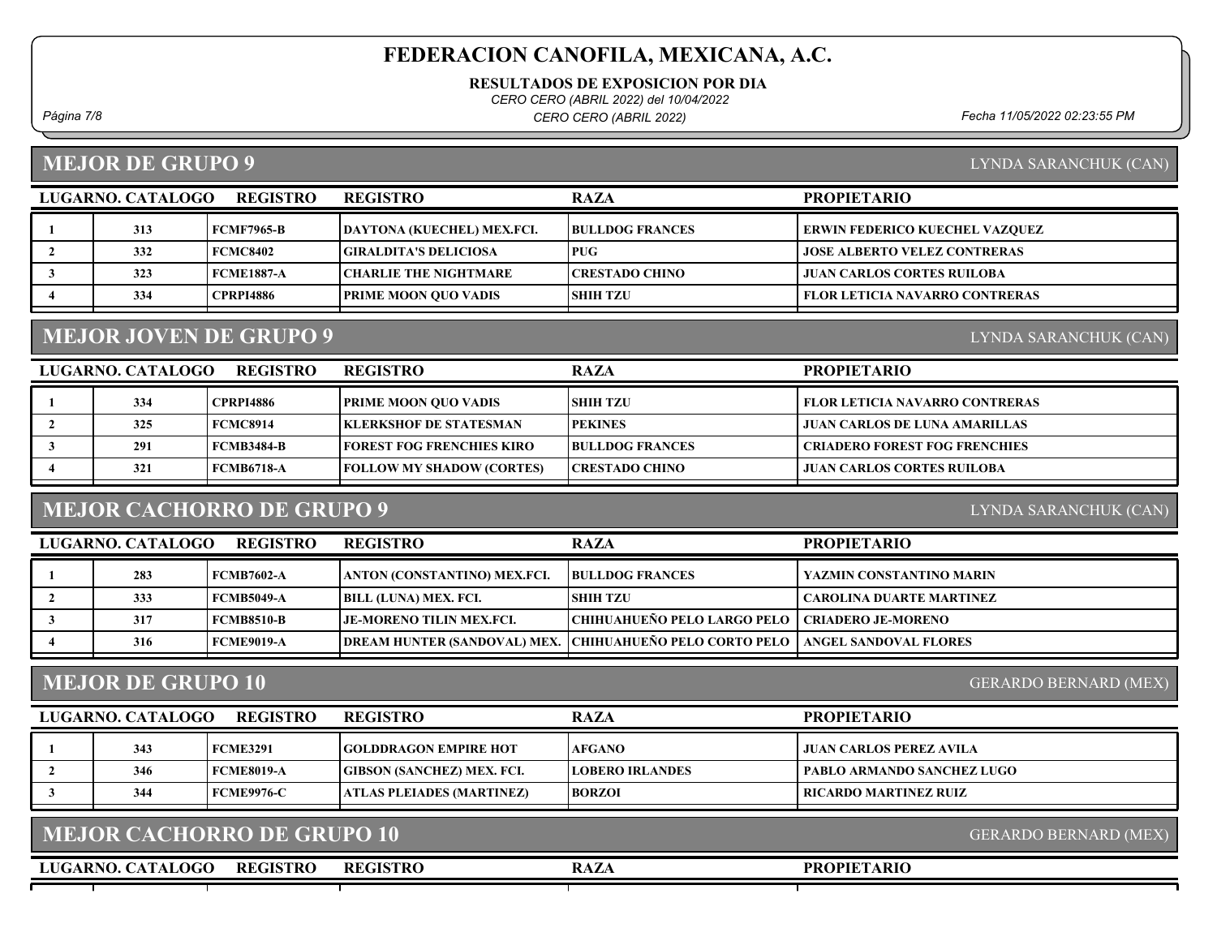## MEJOR DE GRUPO 9

LYNDA SARANCHUK (CAN)

| LUGAR | NO. CATALOGO | REGISTRO | REGISTRO | RAZA | PROPIETARIO |
|---|---|---|---|---|---|
| 1 | 313 | FCMF7965-B | DAYTONA (KUECHEL) MEX.FCI. | BULLDOG FRANCES | ERWIN FEDERICO KUECHEL VAZQUEZ |
| 2 | 332 | FCMC8402 | GIRALDITA'S DELICIOSA | PUG | JOSE ALBERTO VELEZ CONTRERAS |
| 3 | 323 | FCME1887-A | CHARLIE THE NIGHTMARE | CRESTADO CHINO | JUAN CARLOS CORTES RUILOBA |
| 4 | 334 | CPRPI4886 | PRIME MOON QUO VADIS | SHIH TZU | FLOR LETICIA NAVARRO CONTRERAS |

## MEJOR JOVEN DE GRUPO 9

LYNDA SARANCHUK (CAN)

| LUGAR | NO. CATALOGO | REGISTRO | REGISTRO | RAZA | PROPIETARIO |
|---|---|---|---|---|---|
| 1 | 334 | CPRPI4886 | PRIME MOON QUO VADIS | SHIH TZU | FLOR LETICIA NAVARRO CONTRERAS |
| 2 | 325 | FCMC8914 | KLERKSHOF DE STATESMAN | PEKINES | JUAN CARLOS DE LUNA AMARILLAS |
| 3 | 291 | FCMB3484-B | FOREST FOG FRENCHIES KIRO | BULLDOG FRANCES | CRIADERO FOREST FOG FRENCHIES |
| 4 | 321 | FCMB6718-A | FOLLOW MY SHADOW (CORTES) | CRESTADO CHINO | JUAN CARLOS CORTES RUILOBA |

## MEJOR CACHORRO DE GRUPO 9

LYNDA SARANCHUK (CAN)

| LUGAR | NO. CATALOGO | REGISTRO | REGISTRO | RAZA | PROPIETARIO |
|---|---|---|---|---|---|
| 1 | 283 | FCMB7602-A | ANTON (CONSTANTINO) MEX.FCI. | BULLDOG FRANCES | YAZMIN CONSTANTINO MARIN |
| 2 | 333 | FCMB5049-A | BILL (LUNA) MEX. FCI. | SHIH TZU | CAROLINA DUARTE MARTINEZ |
| 3 | 317 | FCMB8510-B | JE-MORENO TILIN MEX.FCI. | CHIHUAHUEÑO PELO LARGO PELO | CRIADERO JE-MORENO |
| 4 | 316 | FCME9019-A | DREAM HUNTER (SANDOVAL) MEX. | CHIHUAHUEÑO PELO CORTO PELO | ANGEL SANDOVAL FLORES |

## MEJOR DE GRUPO 10

GERARDO BERNARD (MEX)

| LUGAR | NO. CATALOGO | REGISTRO | REGISTRO | RAZA | PROPIETARIO |
|---|---|---|---|---|---|
| 1 | 343 | FCME3291 | GOLDDRAGON EMPIRE HOT | AFGANO | JUAN CARLOS PEREZ AVILA |
| 2 | 346 | FCME8019-A | GIBSON (SANCHEZ) MEX. FCI. | LOBERO IRLANDES | PABLO ARMANDO SANCHEZ LUGO |
| 3 | 344 | FCME9976-C | ATLAS PLEIADES (MARTINEZ) | BORZOI | RICARDO MARTINEZ RUIZ |

## MEJOR CACHORRO DE GRUPO 10

GERARDO BERNARD (MEX)

| LUGAR | NO. CATALOGO | REGISTRO | REGISTRO | RAZA | PROPIETARIO |
|---|---|---|---|---|---|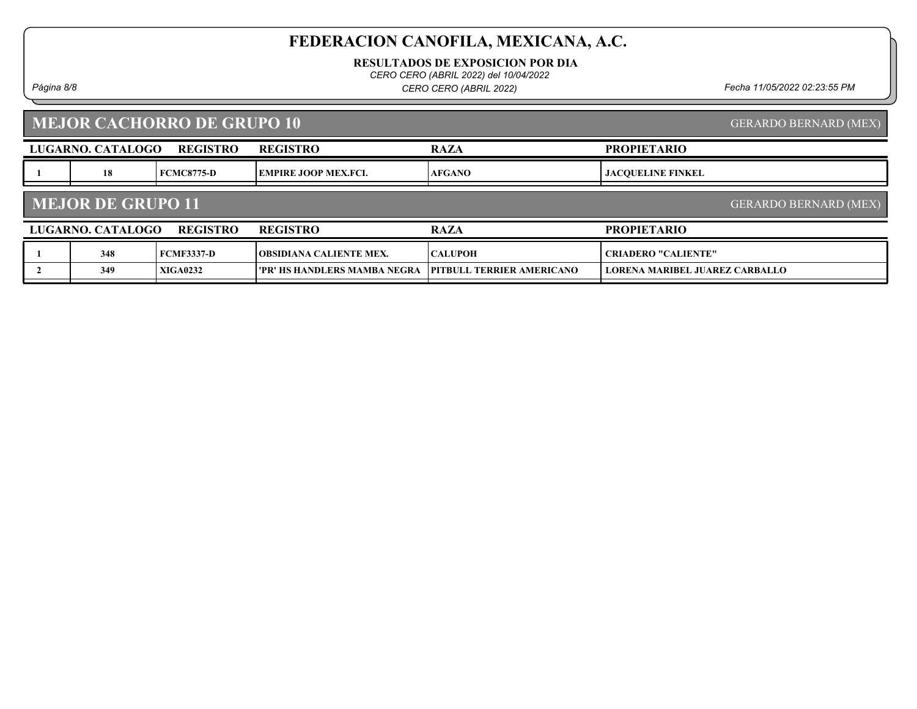## MEJOR CACHORRO DE GRUPO 10

GERARDO BERNARD (MEX)

| LUGAR | NO. CATALOGO | REGISTRO | REGISTRO | RAZA | PROPIETARIO |
|---|---|---|---|---|---|
| 1 | 18 | FCMC8775-D | EMPIRE JOOP MEX.FCI. | AFGANO | JACQUELINE FINKEL |

## MEJOR DE GRUPO 11

GERARDO BERNARD (MEX)

| LUGAR | NO. CATALOGO | REGISTRO | REGISTRO | RAZA | PROPIETARIO |
|---|---|---|---|---|---|
| 1 | 348 | FCMF3337-D | OBSIDIANA CALIENTE MEX. | CALUPOH | CRIADERO "CALIENTE" |
| 2 | 349 | XIGA0232 | 'PR' HS HANDLERS MAMBA NEGRA | PITBULL TERRIER AMERICANO | LORENA MARIBEL JUAREZ CARBALLO |